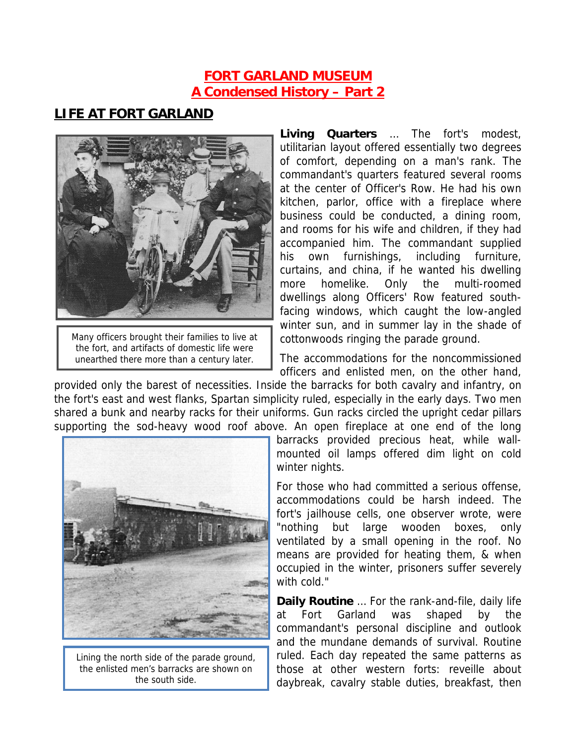# FORT GARLAND MUSEUM
## A Condensed History – Part 2

## LIFE AT FORT GARLAND

Many officers brought their families to live at the fort, and artifacts of domestic life were unearthed there more than a century later.

**Living Quarters** … The fort's modest, utilitarian layout offered essentially two degrees of comfort, depending on a man's rank. The commandant's quarters featured several rooms at the center of Officer's Row. He had his own kitchen, parlor, office with a fireplace where business could be conducted, a dining room, and rooms for his wife and children, if they had accompanied him. The commandant supplied his own furnishings, including furniture, curtains, and china, if he wanted his dwelling more homelike. Only the multi-roomed dwellings along Officers' Row featured south-facing windows, which caught the low-angled winter sun, and in summer lay in the shade of cottonwoods ringing the parade ground.

The accommodations for the noncommissioned officers and enlisted men, on the other hand, provided only the barest of necessities. Inside the barracks for both cavalry and infantry, on the fort's east and west flanks, Spartan simplicity ruled, especially in the early days. Two men shared a bunk and nearby racks for their uniforms. Gun racks circled the upright cedar pillars supporting the sod-heavy wood roof above. An open fireplace at one end of the long barracks provided precious heat, while wall-mounted oil lamps offered dim light on cold winter nights.

Lining the north side of the parade ground, the enlisted men's barracks are shown on the south side.

For those who had committed a serious offense, accommodations could be harsh indeed. The fort's jailhouse cells, one observer wrote, were "nothing but large wooden boxes, only ventilated by a small opening in the roof. No means are provided for heating them, & when occupied in the winter, prisoners suffer severely with cold."

**Daily Routine** … For the rank-and-file, daily life at Fort Garland was shaped by the commandant's personal discipline and outlook and the mundane demands of survival. Routine ruled. Each day repeated the same patterns as those at other western forts: reveille about daybreak, cavalry stable duties, breakfast, then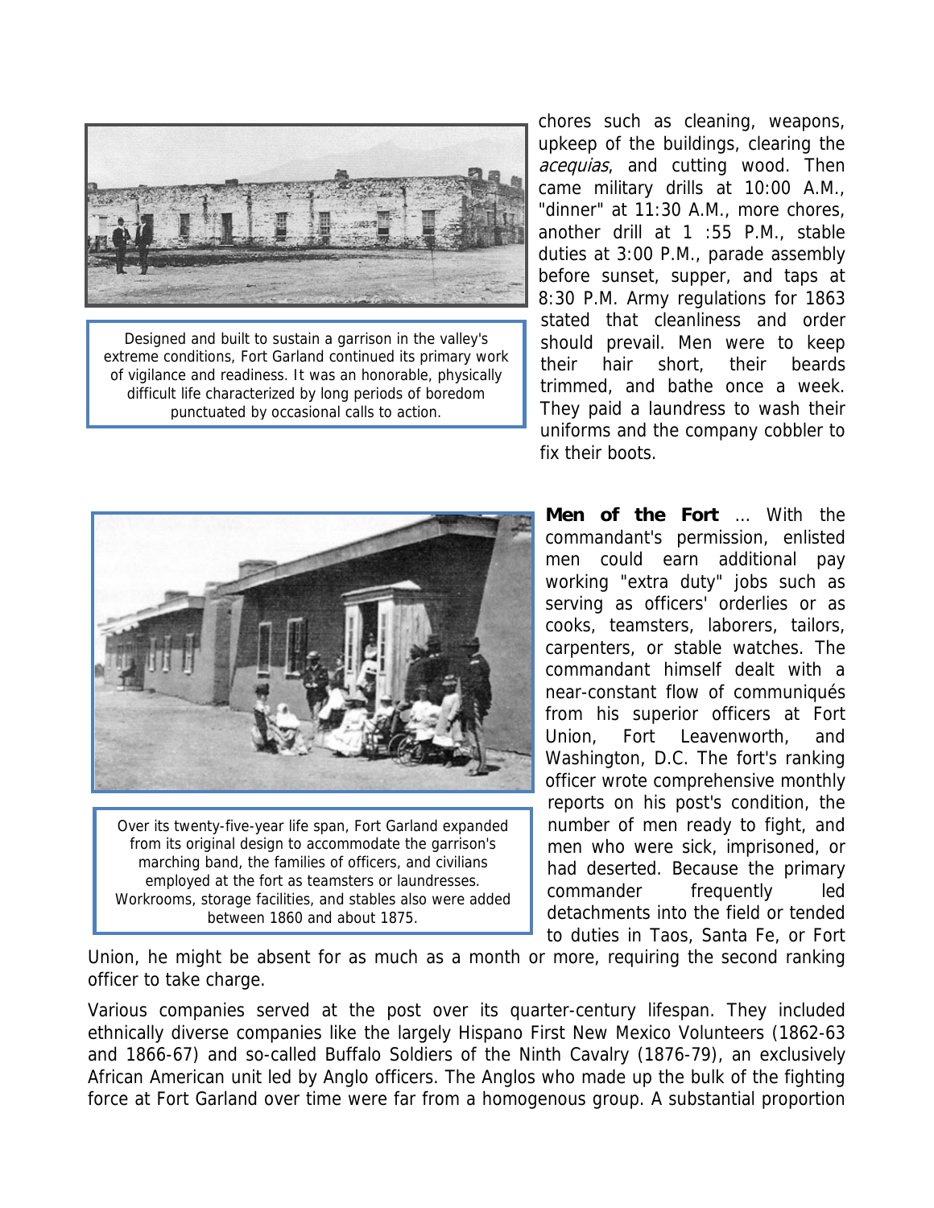Designed and built to sustain a garrison in the valley's extreme conditions, Fort Garland continued its primary work of vigilance and readiness. It was an honorable, physically difficult life characterized by long periods of boredom punctuated by occasional calls to action.

chores such as cleaning, weapons, upkeep of the buildings, clearing the *acequias*, and cutting wood. Then came military drills at 10:00 A.M., "dinner" at 11:30 A.M., more chores, another drill at 1 :55 P.M., stable duties at 3:00 P.M., parade assembly before sunset, supper, and taps at 8:30 P.M. Army regulations for 1863 stated that cleanliness and order should prevail. Men were to keep their hair short, their beards trimmed, and bathe once a week. They paid a laundress to wash their uniforms and the company cobbler to fix their boots.

Over its twenty-five-year life span, Fort Garland expanded from its original design to accommodate the garrison's marching band, the families of officers, and civilians employed at the fort as teamsters or laundresses. Workrooms, storage facilities, and stables also were added between 1860 and about 1875.

**Men of the Fort** ... With the commandant's permission, enlisted men could earn additional pay working "extra duty" jobs such as serving as officers' orderlies or as cooks, teamsters, laborers, tailors, carpenters, or stable watches. The commandant himself dealt with a near-constant flow of communiqués from his superior officers at Fort Union, Fort Leavenworth, and Washington, D.C. The fort's ranking officer wrote comprehensive monthly reports on his post's condition, the number of men ready to fight, and men who were sick, imprisoned, or had deserted. Because the primary commander frequently led detachments into the field or tended to duties in Taos, Santa Fe, or Fort Union, he might be absent for as much as a month or more, requiring the second ranking officer to take charge.

Various companies served at the post over its quarter-century lifespan. They included ethnically diverse companies like the largely Hispano First New Mexico Volunteers (1862-63 and 1866-67) and so-called Buffalo Soldiers of the Ninth Cavalry (1876-79), an exclusively African American unit led by Anglo officers. The Anglos who made up the bulk of the fighting force at Fort Garland over time were far from a homogenous group. A substantial proportion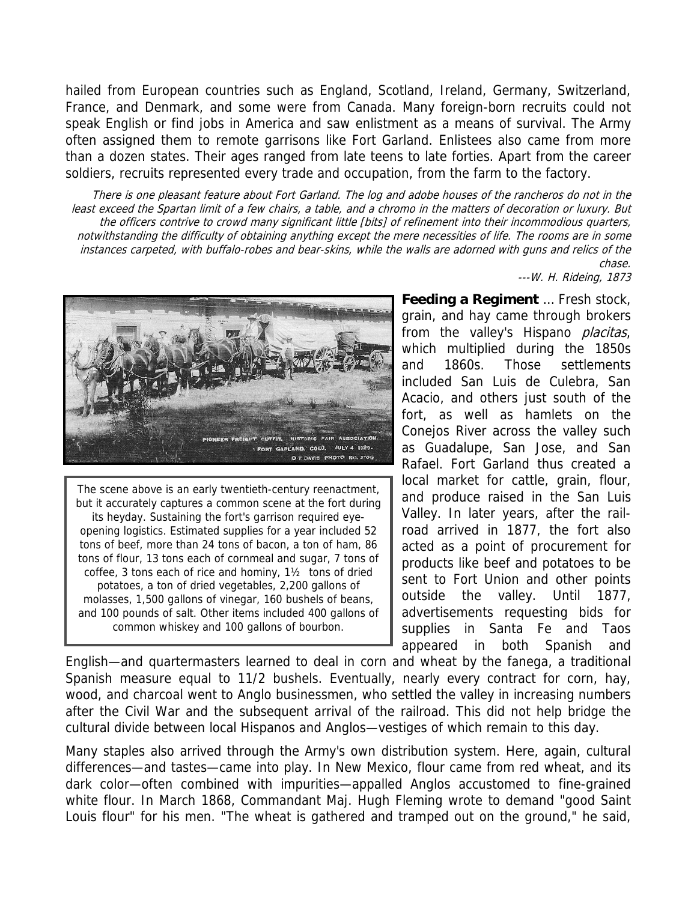hailed from European countries such as England, Scotland, Ireland, Germany, Switzerland, France, and Denmark, and some were from Canada. Many foreign-born recruits could not speak English or find jobs in America and saw enlistment as a means of survival. The Army often assigned them to remote garrisons like Fort Garland. Enlistees also came from more than a dozen states. Their ages ranged from late teens to late forties. Apart from the career soldiers, recruits represented every trade and occupation, from the farm to the factory.

*There is one pleasant feature about Fort Garland. The log and adobe houses of the rancheros do not in the least exceed the Spartan limit of a few chairs, a table, and a chromo in the matters of decoration or luxury. But the officers contrive to crowd many significant little [bits] of refinement into their incommodious quarters, notwithstanding the difficulty of obtaining anything except the mere necessities of life. The rooms are in some instances carpeted, with buffalo-robes and bear-skins, while the walls are adorned with guns and relics of the chase.*

*---W. H. Rideing, 1873*

PIONEER FREIGHT OUTFIT, HISTORIC FAIR ASSOCIATION. FORT GARLAND, COLO. JULY 4 1929. O.T. DAVIS PHOTO NO. 2704

The scene above is an early twentieth-century reenactment, but it accurately captures a common scene at the fort during its heyday. Sustaining the fort's garrison required eye-opening logistics. Estimated supplies for a year included 52 tons of beef, more than 24 tons of bacon, a ton of ham, 86 tons of flour, 13 tons each of cornmeal and sugar, 7 tons of coffee, 3 tons each of rice and hominy, 1½ tons of dried potatoes, a ton of dried vegetables, 2,200 gallons of molasses, 1,500 gallons of vinegar, 160 bushels of beans, and 100 pounds of salt. Other items included 400 gallons of common whiskey and 100 gallons of bourbon.

**Feeding a Regiment** … Fresh stock, grain, and hay came through brokers from the valley's Hispano *placitas*, which multiplied during the 1850s and 1860s. Those settlements included San Luis de Culebra, San Acacio, and others just south of the fort, as well as hamlets on the Conejos River across the valley such as Guadalupe, San Jose, and San Rafael. Fort Garland thus created a local market for cattle, grain, flour, and produce raised in the San Luis Valley. In later years, after the railroad arrived in 1877, the fort also acted as a point of procurement for products like beef and potatoes to be sent to Fort Union and other points outside the valley. Until 1877, advertisements requesting bids for supplies in Santa Fe and Taos appeared in both Spanish and English—and quartermasters learned to deal in corn and wheat by the fanega, a traditional Spanish measure equal to 11/2 bushels. Eventually, nearly every contract for corn, hay, wood, and charcoal went to Anglo businessmen, who settled the valley in increasing numbers after the Civil War and the subsequent arrival of the railroad. This did not help bridge the cultural divide between local Hispanos and Anglos—vestiges of which remain to this day.

Many staples also arrived through the Army's own distribution system. Here, again, cultural differences—and tastes—came into play. In New Mexico, flour came from red wheat, and its dark color—often combined with impurities—appalled Anglos accustomed to fine-grained white flour. In March 1868, Commandant Maj. Hugh Fleming wrote to demand "good Saint Louis flour" for his men. "The wheat is gathered and tramped out on the ground," he said,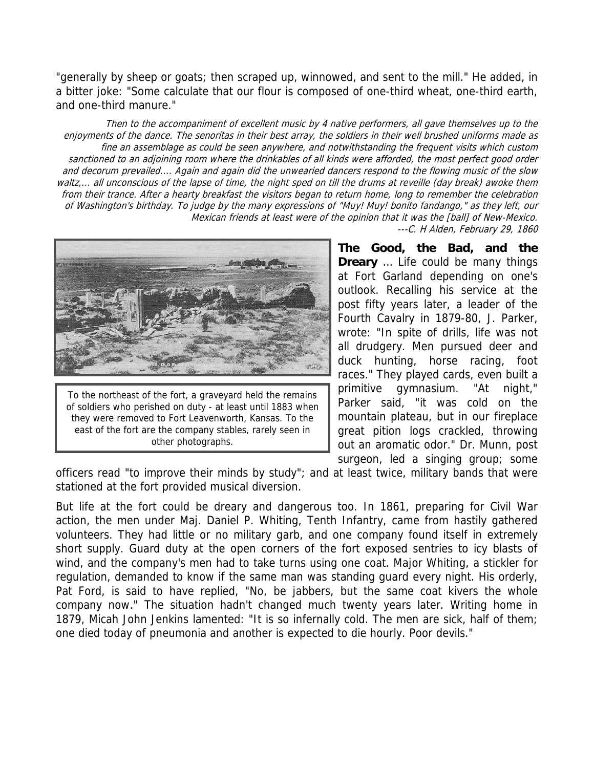"generally by sheep or goats; then scraped up, winnowed, and sent to the mill." He added, in a bitter joke: "Some calculate that our flour is composed of one-third wheat, one-third earth, and one-third manure."

*Then to the accompaniment of excellent music by 4 native performers, all gave themselves up to the enjoyments of the dance. The senoritas in their best array, the soldiers in their well brushed uniforms made as fine an assemblage as could be seen anywhere, and notwithstanding the frequent visits which custom sanctioned to an adjoining room where the drinkables of all kinds were afforded, the most perfect good order and decorum prevailed.... Again and again did the unwearied dancers respond to the flowing music of the slow waltz,... all unconscious of the lapse of time, the night sped on till the drums at reveille (day break) awoke them from their trance. After a hearty breakfast the visitors began to return home, long to remember the celebration of Washington's birthday. To judge by the many expressions of "Muy! Muy! bonito fandango," as they left, our Mexican friends at least were of the opinion that it was the [ball] of New-Mexico.*
*---C. H Alden, February 29, 1860*

To the northeast of the fort, a graveyard held the remains of soldiers who perished on duty - at least until 1883 when they were removed to Fort Leavenworth, Kansas. To the east of the fort are the company stables, rarely seen in other photographs.

**The Good, the Bad, and the Dreary** ... Life could be many things at Fort Garland depending on one's outlook. Recalling his service at the post fifty years later, a leader of the Fourth Cavalry in 1879-80, J. Parker, wrote: "In spite of drills, life was not all drudgery. Men pursued deer and duck hunting, horse racing, foot races." They played cards, even built a primitive gymnasium. "At night," Parker said, "it was cold on the mountain plateau, but in our fireplace great pition logs crackled, throwing out an aromatic odor." Dr. Munn, post surgeon, led a singing group; some officers read "to improve their minds by study"; and at least twice, military bands that were stationed at the fort provided musical diversion.

But life at the fort could be dreary and dangerous too. In 1861, preparing for Civil War action, the men under Maj. Daniel P. Whiting, Tenth Infantry, came from hastily gathered volunteers. They had little or no military garb, and one company found itself in extremely short supply. Guard duty at the open corners of the fort exposed sentries to icy blasts of wind, and the company's men had to take turns using one coat. Major Whiting, a stickler for regulation, demanded to know if the same man was standing guard every night. His orderly, Pat Ford, is said to have replied, "No, be jabbers, but the same coat kivers the whole company now." The situation hadn't changed much twenty years later. Writing home in 1879, Micah John Jenkins lamented: "It is so infernally cold. The men are sick, half of them; one died today of pneumonia and another is expected to die hourly. Poor devils."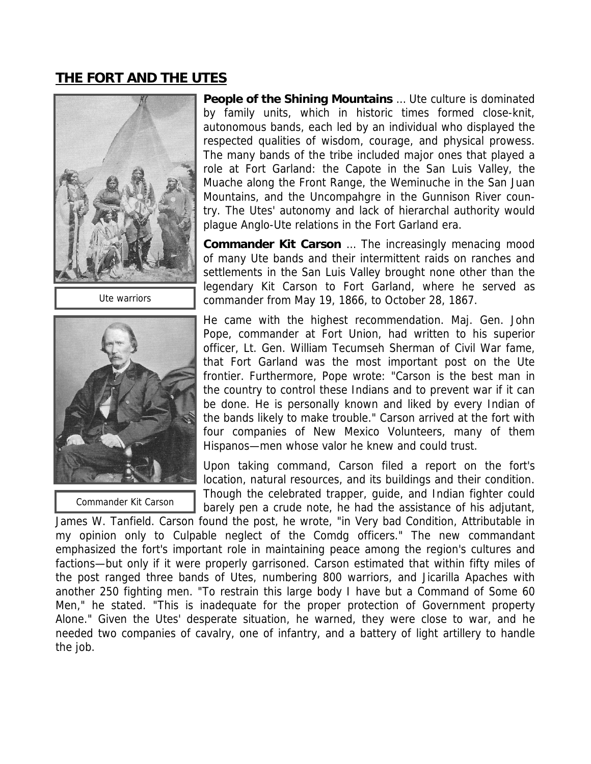## THE FORT AND THE UTES

Ute warriors

Commander Kit Carson

**People of the Shining Mountains** … Ute culture is dominated by family units, which in historic times formed close-knit, autonomous bands, each led by an individual who displayed the respected qualities of wisdom, courage, and physical prowess. The many bands of the tribe included major ones that played a role at Fort Garland: the Capote in the San Luis Valley, the Muache along the Front Range, the Weminuche in the San Juan Mountains, and the Uncompahgre in the Gunnison River country. The Utes' autonomy and lack of hierarchal authority would plague Anglo-Ute relations in the Fort Garland era.

**Commander Kit Carson** … The increasingly menacing mood of many Ute bands and their intermittent raids on ranches and settlements in the San Luis Valley brought none other than the legendary Kit Carson to Fort Garland, where he served as commander from May 19, 1866, to October 28, 1867.

He came with the highest recommendation. Maj. Gen. John Pope, commander at Fort Union, had written to his superior officer, Lt. Gen. William Tecumseh Sherman of Civil War fame, that Fort Garland was the most important post on the Ute frontier. Furthermore, Pope wrote: "Carson is the best man in the country to control these Indians and to prevent war if it can be done. He is personally known and liked by every Indian of the bands likely to make trouble." Carson arrived at the fort with four companies of New Mexico Volunteers, many of them Hispanos—men whose valor he knew and could trust.

Upon taking command, Carson filed a report on the fort's location, natural resources, and its buildings and their condition. Though the celebrated trapper, guide, and Indian fighter could barely pen a crude note, he had the assistance of his adjutant, James W. Tanfield. Carson found the post, he wrote, "in Very bad Condition, Attributable in my opinion only to Culpable neglect of the Comdg officers." The new commandant emphasized the fort's important role in maintaining peace among the region's cultures and factions—but only if it were properly garrisoned. Carson estimated that within fifty miles of the post ranged three bands of Utes, numbering 800 warriors, and Jicarilla Apaches with another 250 fighting men. "To restrain this large body I have but a Command of Some 60 Men," he stated. "This is inadequate for the proper protection of Government property Alone." Given the Utes' desperate situation, he warned, they were close to war, and he needed two companies of cavalry, one of infantry, and a battery of light artillery to handle the job.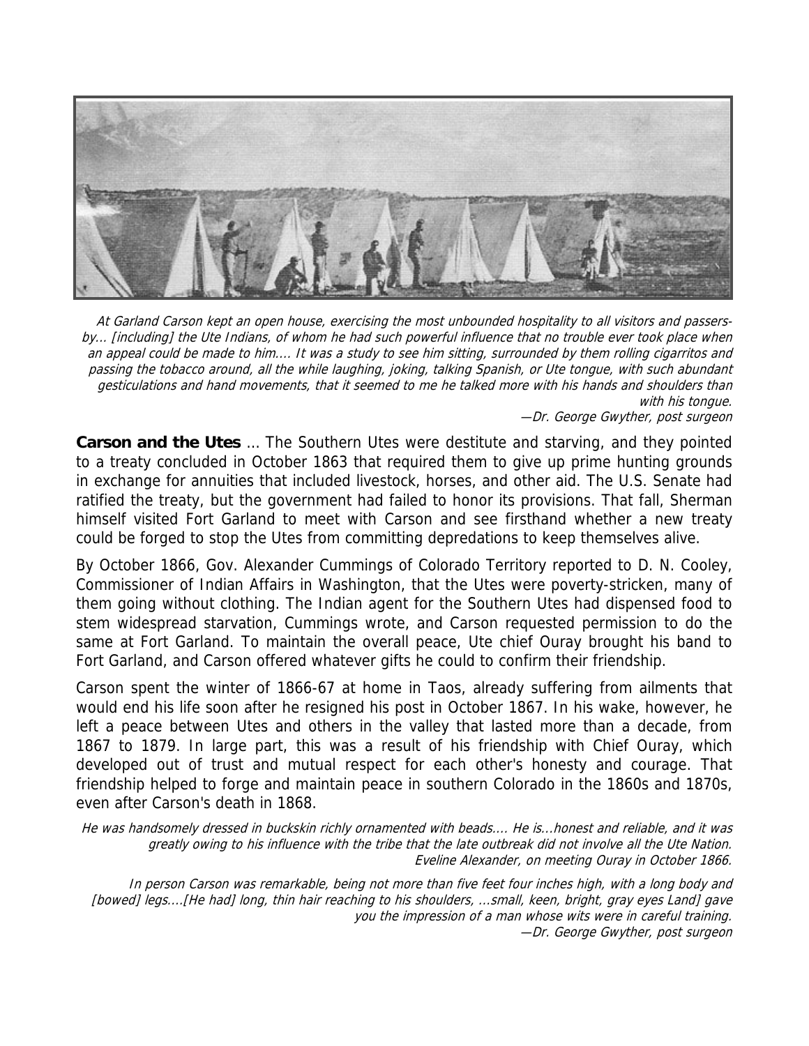*At Garland Carson kept an open house, exercising the most unbounded hospitality to all visitors and passers-by... [including] the Ute Indians, of whom he had such powerful influence that no trouble ever took place when an appeal could be made to him.... It was a study to see him sitting, surrounded by them rolling cigarritos and passing the tobacco around, all the while laughing, joking, talking Spanish, or Ute tongue, with such abundant gesticulations and hand movements, that it seemed to me he talked more with his hands and shoulders than with his tongue.*
*—Dr. George Gwyther, post surgeon*

**Carson and the Utes** ... The Southern Utes were destitute and starving, and they pointed to a treaty concluded in October 1863 that required them to give up prime hunting grounds in exchange for annuities that included livestock, horses, and other aid. The U.S. Senate had ratified the treaty, but the government had failed to honor its provisions. That fall, Sherman himself visited Fort Garland to meet with Carson and see firsthand whether a new treaty could be forged to stop the Utes from committing depredations to keep themselves alive.

By October 1866, Gov. Alexander Cummings of Colorado Territory reported to D. N. Cooley, Commissioner of Indian Affairs in Washington, that the Utes were poverty-stricken, many of them going without clothing. The Indian agent for the Southern Utes had dispensed food to stem widespread starvation, Cummings wrote, and Carson requested permission to do the same at Fort Garland. To maintain the overall peace, Ute chief Ouray brought his band to Fort Garland, and Carson offered whatever gifts he could to confirm their friendship.

Carson spent the winter of 1866-67 at home in Taos, already suffering from ailments that would end his life soon after he resigned his post in October 1867. In his wake, however, he left a peace between Utes and others in the valley that lasted more than a decade, from 1867 to 1879. In large part, this was a result of his friendship with Chief Ouray, which developed out of trust and mutual respect for each other's honesty and courage. That friendship helped to forge and maintain peace in southern Colorado in the 1860s and 1870s, even after Carson's death in 1868.

*He was handsomely dressed in buckskin richly ornamented with beads.... He is...honest and reliable, and it was greatly owing to his influence with the tribe that the late outbreak did not involve all the Ute Nation.*
*Eveline Alexander, on meeting Ouray in October 1866.*

*In person Carson was remarkable, being not more than five feet four inches high, with a long body and [bowed] legs....[He had] long, thin hair reaching to his shoulders, ...small, keen, bright, gray eyes Land] gave you the impression of a man whose wits were in careful training.*
*—Dr. George Gwyther, post surgeon*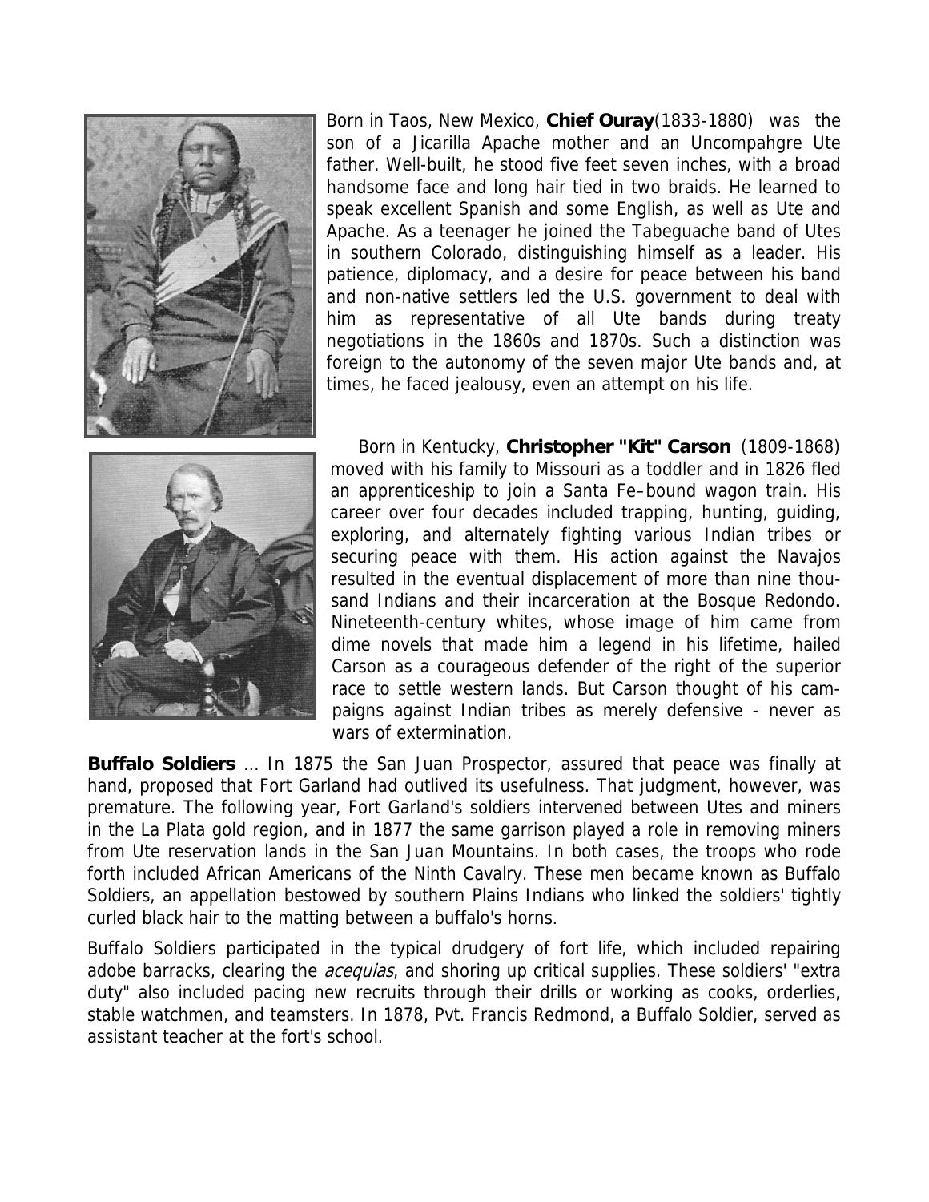Born in Taos, New Mexico, **Chief Ouray**(1833-1880) was the son of a Jicarilla Apache mother and an Uncompahgre Ute father. Well-built, he stood five feet seven inches, with a broad handsome face and long hair tied in two braids. He learned to speak excellent Spanish and some English, as well as Ute and Apache. As a teenager he joined the Tabeguache band of Utes in southern Colorado, distinguishing himself as a leader. His patience, diplomacy, and a desire for peace between his band and non-native settlers led the U.S. government to deal with him as representative of all Ute bands during treaty negotiations in the 1860s and 1870s. Such a distinction was foreign to the autonomy of the seven major Ute bands and, at times, he faced jealousy, even an attempt on his life.

Born in Kentucky, **Christopher "Kit" Carson** (1809-1868) moved with his family to Missouri as a toddler and in 1826 fled an apprenticeship to join a Santa Fe–bound wagon train. His career over four decades included trapping, hunting, guiding, exploring, and alternately fighting various Indian tribes or securing peace with them. His action against the Navajos resulted in the eventual displacement of more than nine thousand Indians and their incarceration at the Bosque Redondo. Nineteenth-century whites, whose image of him came from dime novels that made him a legend in his lifetime, hailed Carson as a courageous defender of the right of the superior race to settle western lands. But Carson thought of his campaigns against Indian tribes as merely defensive - never as wars of extermination.

**Buffalo Soldiers** ... In 1875 the San Juan Prospector, assured that peace was finally at hand, proposed that Fort Garland had outlived its usefulness. That judgment, however, was premature. The following year, Fort Garland's soldiers intervened between Utes and miners in the La Plata gold region, and in 1877 the same garrison played a role in removing miners from Ute reservation lands in the San Juan Mountains. In both cases, the troops who rode forth included African Americans of the Ninth Cavalry. These men became known as Buffalo Soldiers, an appellation bestowed by southern Plains Indians who linked the soldiers' tightly curled black hair to the matting between a buffalo's horns.

Buffalo Soldiers participated in the typical drudgery of fort life, which included repairing adobe barracks, clearing the *acequias*, and shoring up critical supplies. These soldiers' "extra duty" also included pacing new recruits through their drills or working as cooks, orderlies, stable watchmen, and teamsters. In 1878, Pvt. Francis Redmond, a Buffalo Soldier, served as assistant teacher at the fort's school.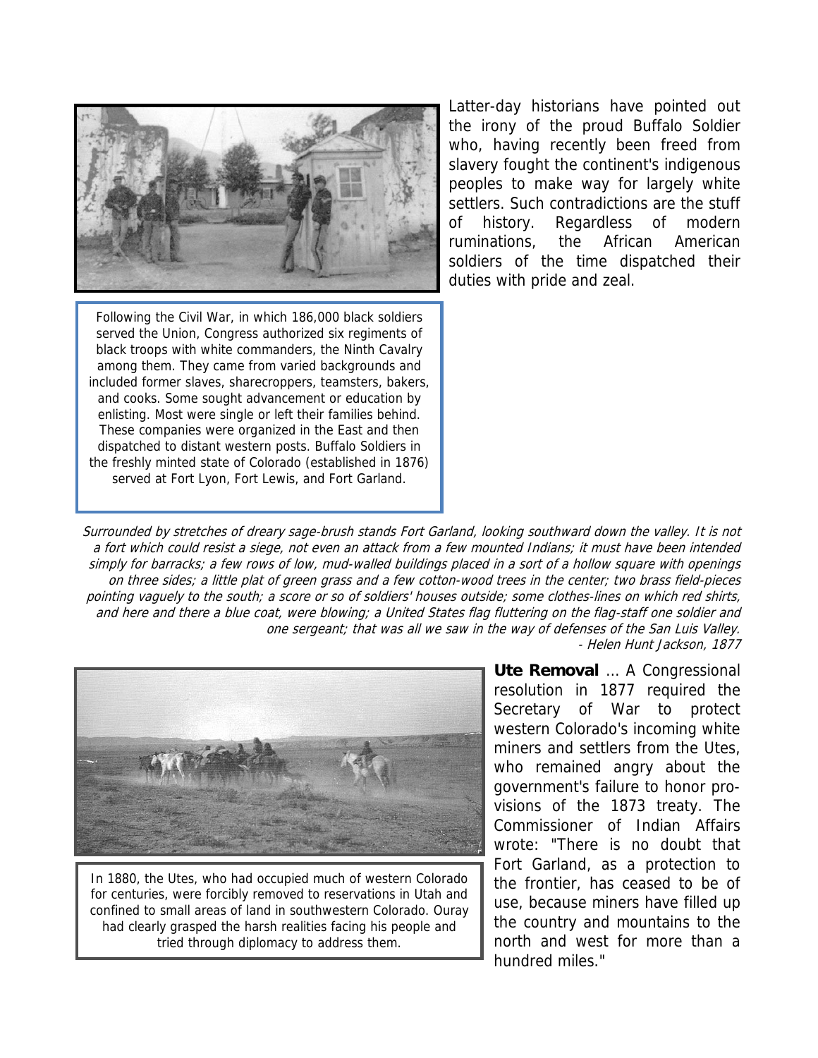Latter-day historians have pointed out the irony of the proud Buffalo Soldier who, having recently been freed from slavery fought the continent's indigenous peoples to make way for largely white settlers. Such contradictions are the stuff of history. Regardless of modern ruminations, the African American soldiers of the time dispatched their duties with pride and zeal.

Following the Civil War, in which 186,000 black soldiers served the Union, Congress authorized six regiments of black troops with white commanders, the Ninth Cavalry among them. They came from varied backgrounds and included former slaves, sharecroppers, teamsters, bakers, and cooks. Some sought advancement or education by enlisting. Most were single or left their families behind. These companies were organized in the East and then dispatched to distant western posts. Buffalo Soldiers in the freshly minted state of Colorado (established in 1876) served at Fort Lyon, Fort Lewis, and Fort Garland.

*Surrounded by stretches of dreary sage-brush stands Fort Garland, looking southward down the valley. It is not a fort which could resist a siege, not even an attack from a few mounted Indians; it must have been intended simply for barracks; a few rows of low, mud-walled buildings placed in a sort of a hollow square with openings on three sides; a little plat of green grass and a few cotton-wood trees in the center; two brass field-pieces pointing vaguely to the south; a score or so of soldiers' houses outside; some clothes-lines on which red shirts, and here and there a blue coat, were blowing; a United States flag fluttering on the flag-staff one soldier and one sergeant; that was all we saw in the way of defenses of the San Luis Valley.*

*- Helen Hunt Jackson, 1877*

**Ute Removal** ... A Congressional resolution in 1877 required the Secretary of War to protect western Colorado's incoming white miners and settlers from the Utes, who remained angry about the government's failure to honor provisions of the 1873 treaty. The Commissioner of Indian Affairs wrote: "There is no doubt that Fort Garland, as a protection to the frontier, has ceased to be of use, because miners have filled up the country and mountains to the north and west for more than a hundred miles."

In 1880, the Utes, who had occupied much of western Colorado for centuries, were forcibly removed to reservations in Utah and confined to small areas of land in southwestern Colorado. Ouray had clearly grasped the harsh realities facing his people and tried through diplomacy to address them.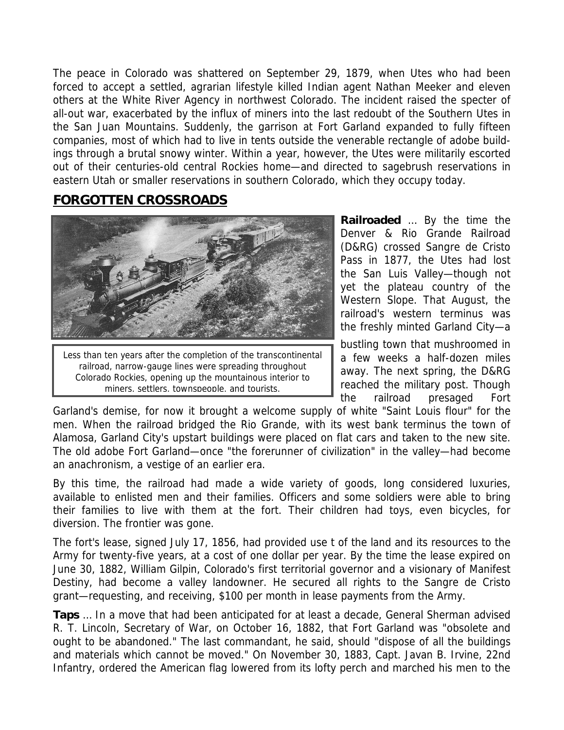The peace in Colorado was shattered on September 29, 1879, when Utes who had been forced to accept a settled, agrarian lifestyle killed Indian agent Nathan Meeker and eleven others at the White River Agency in northwest Colorado. The incident raised the specter of all-out war, exacerbated by the influx of miners into the last redoubt of the Southern Utes in the San Juan Mountains. Suddenly, the garrison at Fort Garland expanded to fully fifteen companies, most of which had to live in tents outside the venerable rectangle of adobe buildings through a brutal snowy winter. Within a year, however, the Utes were militarily escorted out of their centuries-old central Rockies home—and directed to sagebrush reservations in eastern Utah or smaller reservations in southern Colorado, which they occupy today.

## FORGOTTEN CROSSROADS

Less than ten years after the completion of the transcontinental railroad, narrow-gauge lines were spreading throughout Colorado Rockies, opening up the mountainous interior to miners, settlers, townspeople, and tourists.

**Railroaded** ... By the time the Denver & Rio Grande Railroad (D&RG) crossed Sangre de Cristo Pass in 1877, the Utes had lost the San Luis Valley—though not yet the plateau country of the Western Slope. That August, the railroad's western terminus was the freshly minted Garland City—a bustling town that mushroomed in a few weeks a half-dozen miles away. The next spring, the D&RG reached the military post. Though the railroad presaged Fort Garland's demise, for now it brought a welcome supply of white "Saint Louis flour" for the men. When the railroad bridged the Rio Grande, with its west bank terminus the town of Alamosa, Garland City's upstart buildings were placed on flat cars and taken to the new site. The old adobe Fort Garland—once "the forerunner of civilization" in the valley—had become an anachronism, a vestige of an earlier era.

By this time, the railroad had made a wide variety of goods, long considered luxuries, available to enlisted men and their families. Officers and some soldiers were able to bring their families to live with them at the fort. Their children had toys, even bicycles, for diversion. The frontier was gone.

The fort's lease, signed July 17, 1856, had provided use t of the land and its resources to the Army for twenty-five years, at a cost of one dollar per year. By the time the lease expired on June 30, 1882, William Gilpin, Colorado's first territorial governor and a visionary of Manifest Destiny, had become a valley landowner. He secured all rights to the Sangre de Cristo grant—requesting, and receiving, $100 per month in lease payments from the Army.

**Taps** ... In a move that had been anticipated for at least a decade, General Sherman advised R. T. Lincoln, Secretary of War, on October 16, 1882, that Fort Garland was "obsolete and ought to be abandoned." The last commandant, he said, should "dispose of all the buildings and materials which cannot be moved." On November 30, 1883, Capt. Javan B. Irvine, 22nd Infantry, ordered the American flag lowered from its lofty perch and marched his men to the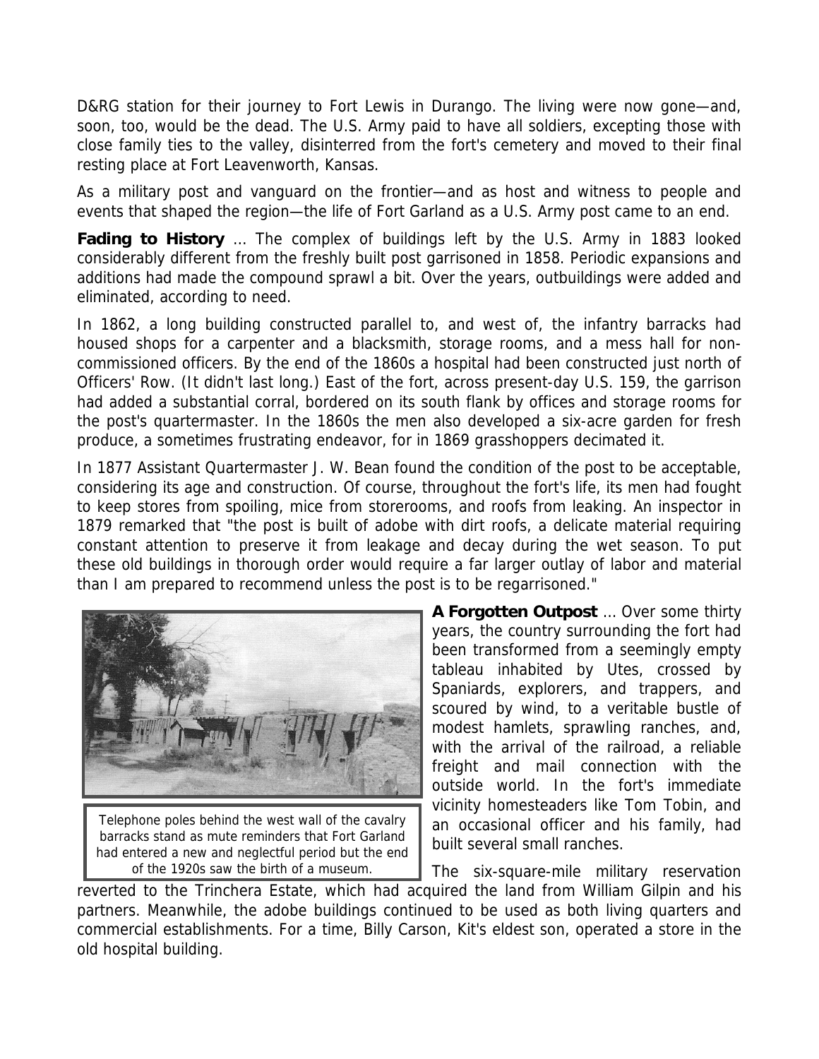D&RG station for their journey to Fort Lewis in Durango. The living were now gone—and, soon, too, would be the dead. The U.S. Army paid to have all soldiers, excepting those with close family ties to the valley, disinterred from the fort's cemetery and moved to their final resting place at Fort Leavenworth, Kansas.

As a military post and vanguard on the frontier—and as host and witness to people and events that shaped the region—the life of Fort Garland as a U.S. Army post came to an end.

**Fading to History** ... The complex of buildings left by the U.S. Army in 1883 looked considerably different from the freshly built post garrisoned in 1858. Periodic expansions and additions had made the compound sprawl a bit. Over the years, outbuildings were added and eliminated, according to need.

In 1862, a long building constructed parallel to, and west of, the infantry barracks had housed shops for a carpenter and a blacksmith, storage rooms, and a mess hall for non-commissioned officers. By the end of the 1860s a hospital had been constructed just north of Officers' Row. (It didn't last long.) East of the fort, across present-day U.S. 159, the garrison had added a substantial corral, bordered on its south flank by offices and storage rooms for the post's quartermaster. In the 1860s the men also developed a six-acre garden for fresh produce, a sometimes frustrating endeavor, for in 1869 grasshoppers decimated it.

In 1877 Assistant Quartermaster J. W. Bean found the condition of the post to be acceptable, considering its age and construction. Of course, throughout the fort's life, its men had fought to keep stores from spoiling, mice from storerooms, and roofs from leaking. An inspector in 1879 remarked that "the post is built of adobe with dirt roofs, a delicate material requiring constant attention to preserve it from leakage and decay during the wet season. To put these old buildings in thorough order would require a far larger outlay of labor and material than I am prepared to recommend unless the post is to be regarrisoned."

Telephone poles behind the west wall of the cavalry barracks stand as mute reminders that Fort Garland had entered a new and neglectful period but the end of the 1920s saw the birth of a museum.

**A Forgotten Outpost** ... Over some thirty years, the country surrounding the fort had been transformed from a seemingly empty tableau inhabited by Utes, crossed by Spaniards, explorers, and trappers, and scoured by wind, to a veritable bustle of modest hamlets, sprawling ranches, and, with the arrival of the railroad, a reliable freight and mail connection with the outside world. In the fort's immediate vicinity homesteaders like Tom Tobin, and an occasional officer and his family, had built several small ranches.

The six-square-mile military reservation reverted to the Trinchera Estate, which had acquired the land from William Gilpin and his partners. Meanwhile, the adobe buildings continued to be used as both living quarters and commercial establishments. For a time, Billy Carson, Kit's eldest son, operated a store in the old hospital building.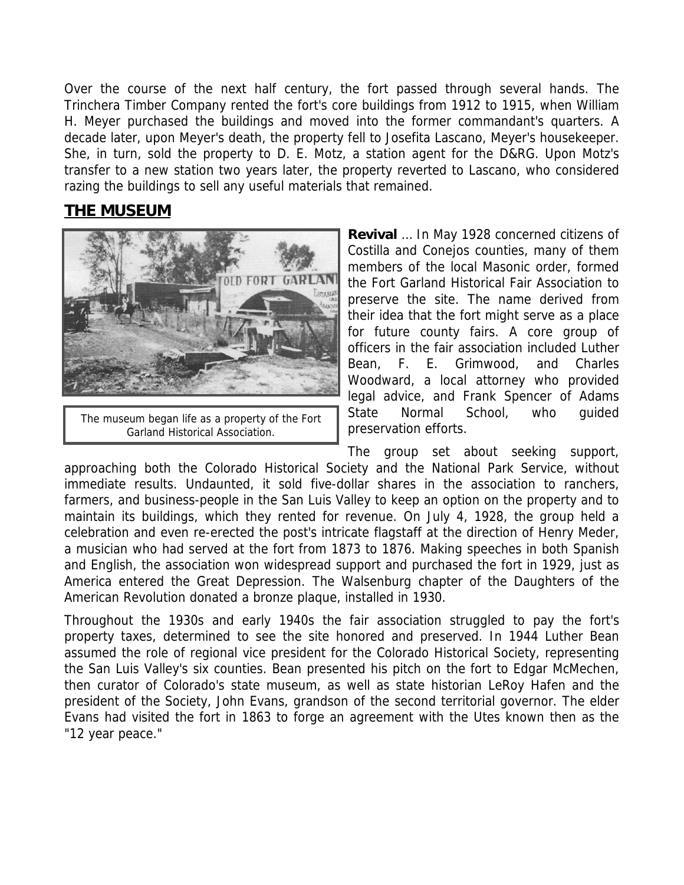Over the course of the next half century, the fort passed through several hands. The Trinchera Timber Company rented the fort's core buildings from 1912 to 1915, when William H. Meyer purchased the buildings and moved into the former commandant's quarters. A decade later, upon Meyer's death, the property fell to Josefita Lascano, Meyer's housekeeper. She, in turn, sold the property to D. E. Motz, a station agent for the D&RG. Upon Motz's transfer to a new station two years later, the property reverted to Lascano, who considered razing the buildings to sell any useful materials that remained.

## THE MUSEUM

The museum began life as a property of the Fort Garland Historical Association.

**Revival** ... In May 1928 concerned citizens of Costilla and Conejos counties, many of them members of the local Masonic order, formed the Fort Garland Historical Fair Association to preserve the site. The name derived from their idea that the fort might serve as a place for future county fairs. A core group of officers in the fair association included Luther Bean, F. E. Grimwood, and Charles Woodward, a local attorney who provided legal advice, and Frank Spencer of Adams State Normal School, who guided preservation efforts.

The group set about seeking support, approaching both the Colorado Historical Society and the National Park Service, without immediate results. Undaunted, it sold five-dollar shares in the association to ranchers, farmers, and business-people in the San Luis Valley to keep an option on the property and to maintain its buildings, which they rented for revenue. On July 4, 1928, the group held a celebration and even re-erected the post's intricate flagstaff at the direction of Henry Meder, a musician who had served at the fort from 1873 to 1876. Making speeches in both Spanish and English, the association won widespread support and purchased the fort in 1929, just as America entered the Great Depression. The Walsenburg chapter of the Daughters of the American Revolution donated a bronze plaque, installed in 1930.

Throughout the 1930s and early 1940s the fair association struggled to pay the fort's property taxes, determined to see the site honored and preserved. In 1944 Luther Bean assumed the role of regional vice president for the Colorado Historical Society, representing the San Luis Valley's six counties. Bean presented his pitch on the fort to Edgar McMechen, then curator of Colorado's state museum, as well as state historian LeRoy Hafen and the president of the Society, John Evans, grandson of the second territorial governor. The elder Evans had visited the fort in 1863 to forge an agreement with the Utes known then as the "12 year peace."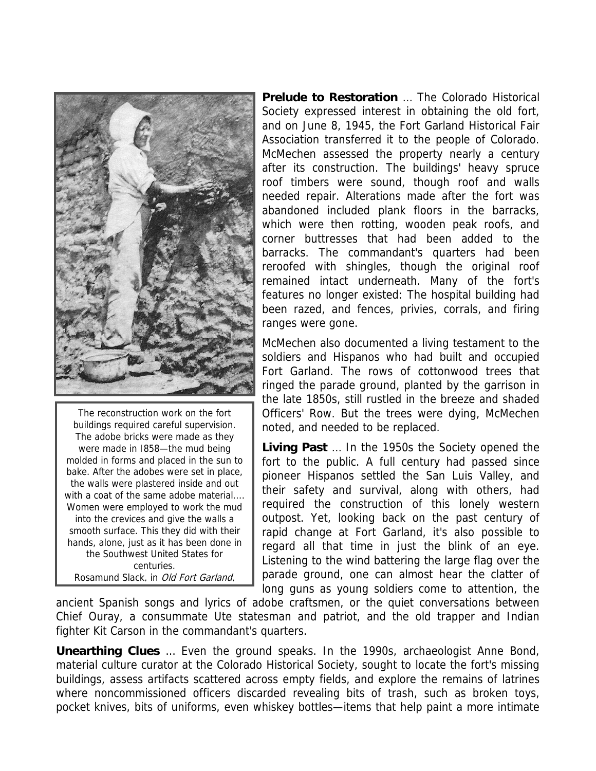The reconstruction work on the fort buildings required careful supervision. The adobe bricks were made as they were made in I858—the mud being molded in forms and placed in the sun to bake. After the adobes were set in place, the walls were plastered inside and out with a coat of the same adobe material.... Women were employed to work the mud into the crevices and give the walls a smooth surface. This they did with their hands, alone, just as it has been done in the Southwest United States for centuries.
Rosamund Slack, in *Old Fort Garland*,

**Prelude to Restoration** ... The Colorado Historical Society expressed interest in obtaining the old fort, and on June 8, 1945, the Fort Garland Historical Fair Association transferred it to the people of Colorado. McMechen assessed the property nearly a century after its construction. The buildings' heavy spruce roof timbers were sound, though roof and walls needed repair. Alterations made after the fort was abandoned included plank floors in the barracks, which were then rotting, wooden peak roofs, and corner buttresses that had been added to the barracks. The commandant's quarters had been reroofed with shingles, though the original roof remained intact underneath. Many of the fort's features no longer existed: The hospital building had been razed, and fences, privies, corrals, and firing ranges were gone.

McMechen also documented a living testament to the soldiers and Hispanos who had built and occupied Fort Garland. The rows of cottonwood trees that ringed the parade ground, planted by the garrison in the late 1850s, still rustled in the breeze and shaded Officers' Row. But the trees were dying, McMechen noted, and needed to be replaced.

**Living Past** ... In the 1950s the Society opened the fort to the public. A full century had passed since pioneer Hispanos settled the San Luis Valley, and their safety and survival, along with others, had required the construction of this lonely western outpost. Yet, looking back on the past century of rapid change at Fort Garland, it's also possible to regard all that time in just the blink of an eye. Listening to the wind battering the large flag over the parade ground, one can almost hear the clatter of long guns as young soldiers come to attention, the ancient Spanish songs and lyrics of adobe craftsmen, or the quiet conversations between Chief Ouray, a consummate Ute statesman and patriot, and the old trapper and Indian fighter Kit Carson in the commandant's quarters.

**Unearthing Clues** ... Even the ground speaks. In the 1990s, archaeologist Anne Bond, material culture curator at the Colorado Historical Society, sought to locate the fort's missing buildings, assess artifacts scattered across empty fields, and explore the remains of latrines where noncommissioned officers discarded revealing bits of trash, such as broken toys, pocket knives, bits of uniforms, even whiskey bottles—items that help paint a more intimate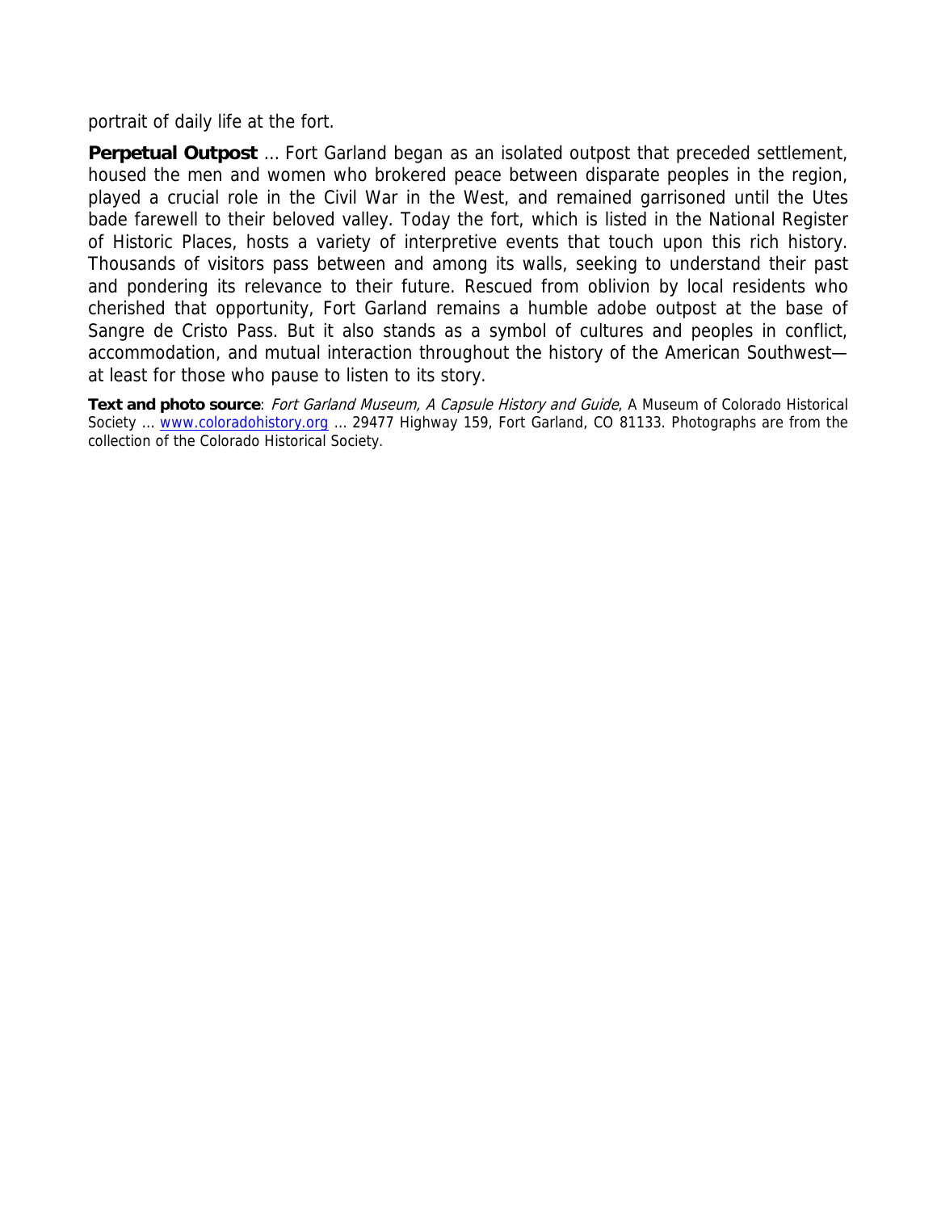portrait of daily life at the fort.

**Perpetual Outpost** … Fort Garland began as an isolated outpost that preceded settlement, housed the men and women who brokered peace between disparate peoples in the region, played a crucial role in the Civil War in the West, and remained garrisoned until the Utes bade farewell to their beloved valley. Today the fort, which is listed in the National Register of Historic Places, hosts a variety of interpretive events that touch upon this rich history. Thousands of visitors pass between and among its walls, seeking to understand their past and pondering its relevance to their future. Rescued from oblivion by local residents who cherished that opportunity, Fort Garland remains a humble adobe outpost at the base of Sangre de Cristo Pass. But it also stands as a symbol of cultures and peoples in conflict, accommodation, and mutual interaction throughout the history of the American Southwest—at least for those who pause to listen to its story.

**Text and photo source**: *Fort Garland Museum, A Capsule History and Guide*, A Museum of Colorado Historical Society … [www.coloradohistory.org](http://www.coloradohistory.org) … 29477 Highway 159, Fort Garland, CO 81133. Photographs are from the collection of the Colorado Historical Society.